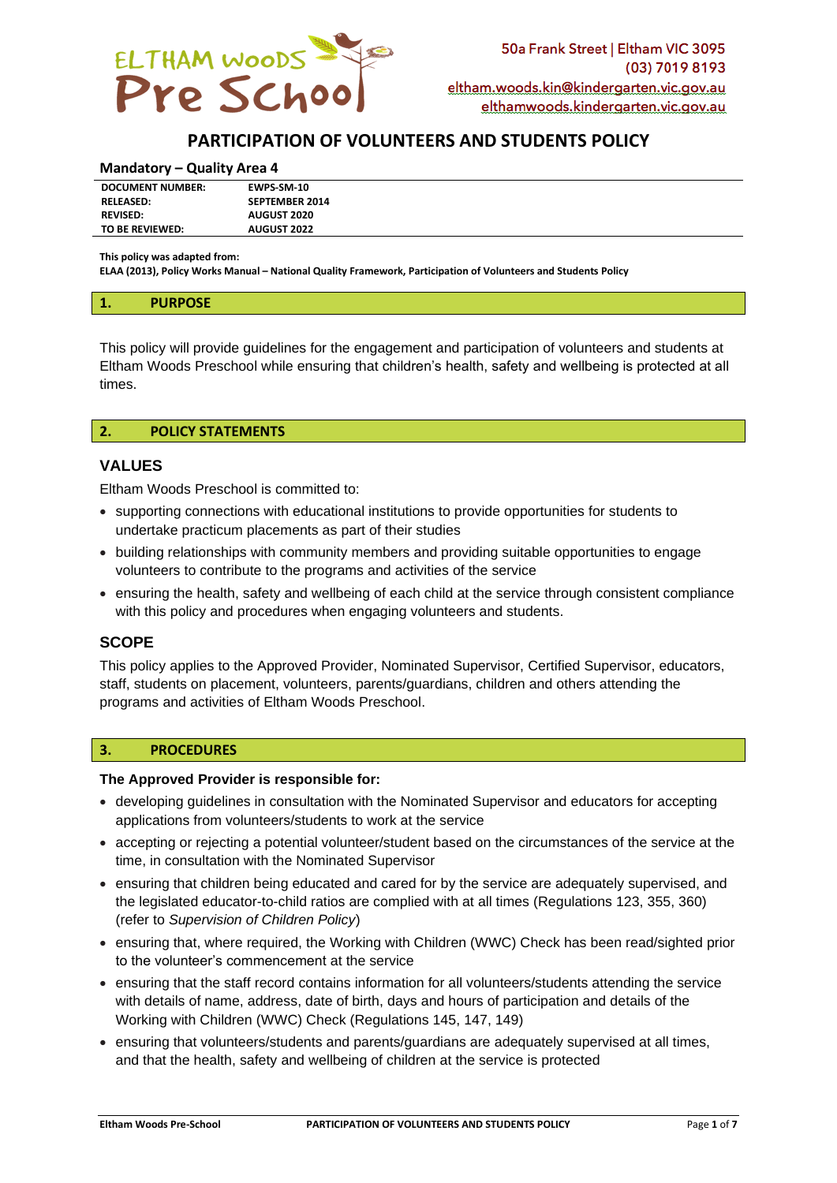ELTHAM WOODS Pre School

50a Frank Street | Eltham VIC 3095
(03) 7019 8193
eltham.woods.kin@kindergarten.vic.gov.au
elthamwoods.kindergarten.vic.gov.au

# PARTICIPATION OF VOLUNTEERS AND STUDENTS POLICY

**Mandatory – Quality Area 4**

| | |
|---|---|
| **DOCUMENT NUMBER:** | **EWPS-SM-10** |
| **RELEASED:** | **SEPTEMBER 2014** |
| **REVISED:** | **AUGUST 2020** |
| **TO BE REVIEWED:** | **AUGUST 2022** |

**This policy was adapted from:**
**ELAA (2013), Policy Works Manual – National Quality Framework, Participation of Volunteers and Students Policy**

## 1. PURPOSE

This policy will provide guidelines for the engagement and participation of volunteers and students at Eltham Woods Preschool while ensuring that children's health, safety and wellbeing is protected at all times.

## 2. POLICY STATEMENTS

### VALUES

Eltham Woods Preschool is committed to:

- supporting connections with educational institutions to provide opportunities for students to undertake practicum placements as part of their studies
- building relationships with community members and providing suitable opportunities to engage volunteers to contribute to the programs and activities of the service
- ensuring the health, safety and wellbeing of each child at the service through consistent compliance with this policy and procedures when engaging volunteers and students.

### SCOPE

This policy applies to the Approved Provider, Nominated Supervisor, Certified Supervisor, educators, staff, students on placement, volunteers, parents/guardians, children and others attending the programs and activities of Eltham Woods Preschool.

## 3. PROCEDURES

**The Approved Provider is responsible for:**

- developing guidelines in consultation with the Nominated Supervisor and educators for accepting applications from volunteers/students to work at the service
- accepting or rejecting a potential volunteer/student based on the circumstances of the service at the time, in consultation with the Nominated Supervisor
- ensuring that children being educated and cared for by the service are adequately supervised, and the legislated educator-to-child ratios are complied with at all times (Regulations 123, 355, 360) (refer to *Supervision of Children Policy*)
- ensuring that, where required, the Working with Children (WWC) Check has been read/sighted prior to the volunteer's commencement at the service
- ensuring that the staff record contains information for all volunteers/students attending the service with details of name, address, date of birth, days and hours of participation and details of the Working with Children (WWC) Check (Regulations 145, 147, 149)
- ensuring that volunteers/students and parents/guardians are adequately supervised at all times, and that the health, safety and wellbeing of children at the service is protected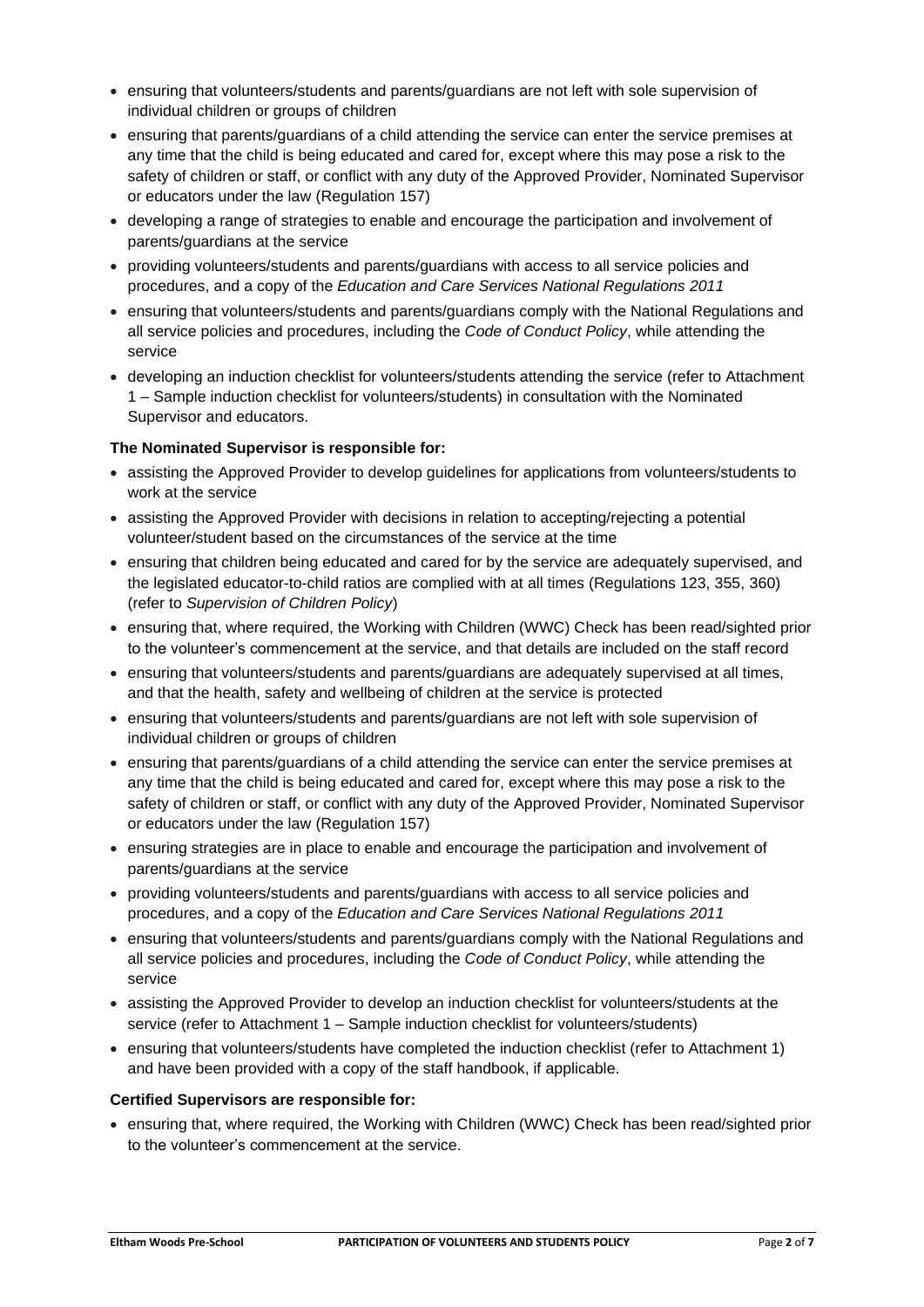- ensuring that volunteers/students and parents/guardians are not left with sole supervision of individual children or groups of children
- ensuring that parents/guardians of a child attending the service can enter the service premises at any time that the child is being educated and cared for, except where this may pose a risk to the safety of children or staff, or conflict with any duty of the Approved Provider, Nominated Supervisor or educators under the law (Regulation 157)
- developing a range of strategies to enable and encourage the participation and involvement of parents/guardians at the service
- providing volunteers/students and parents/guardians with access to all service policies and procedures, and a copy of the *Education and Care Services National Regulations 2011*
- ensuring that volunteers/students and parents/guardians comply with the National Regulations and all service policies and procedures, including the *Code of Conduct Policy*, while attending the service
- developing an induction checklist for volunteers/students attending the service (refer to Attachment 1 – Sample induction checklist for volunteers/students) in consultation with the Nominated Supervisor and educators.

**The Nominated Supervisor is responsible for:**

- assisting the Approved Provider to develop guidelines for applications from volunteers/students to work at the service
- assisting the Approved Provider with decisions in relation to accepting/rejecting a potential volunteer/student based on the circumstances of the service at the time
- ensuring that children being educated and cared for by the service are adequately supervised, and the legislated educator-to-child ratios are complied with at all times (Regulations 123, 355, 360) (refer to *Supervision of Children Policy*)
- ensuring that, where required, the Working with Children (WWC) Check has been read/sighted prior to the volunteer's commencement at the service, and that details are included on the staff record
- ensuring that volunteers/students and parents/guardians are adequately supervised at all times, and that the health, safety and wellbeing of children at the service is protected
- ensuring that volunteers/students and parents/guardians are not left with sole supervision of individual children or groups of children
- ensuring that parents/guardians of a child attending the service can enter the service premises at any time that the child is being educated and cared for, except where this may pose a risk to the safety of children or staff, or conflict with any duty of the Approved Provider, Nominated Supervisor or educators under the law (Regulation 157)
- ensuring strategies are in place to enable and encourage the participation and involvement of parents/guardians at the service
- providing volunteers/students and parents/guardians with access to all service policies and procedures, and a copy of the *Education and Care Services National Regulations 2011*
- ensuring that volunteers/students and parents/guardians comply with the National Regulations and all service policies and procedures, including the *Code of Conduct Policy*, while attending the service
- assisting the Approved Provider to develop an induction checklist for volunteers/students at the service (refer to Attachment 1 – Sample induction checklist for volunteers/students)
- ensuring that volunteers/students have completed the induction checklist (refer to Attachment 1) and have been provided with a copy of the staff handbook, if applicable.

**Certified Supervisors are responsible for:**

- ensuring that, where required, the Working with Children (WWC) Check has been read/sighted prior to the volunteer's commencement at the service.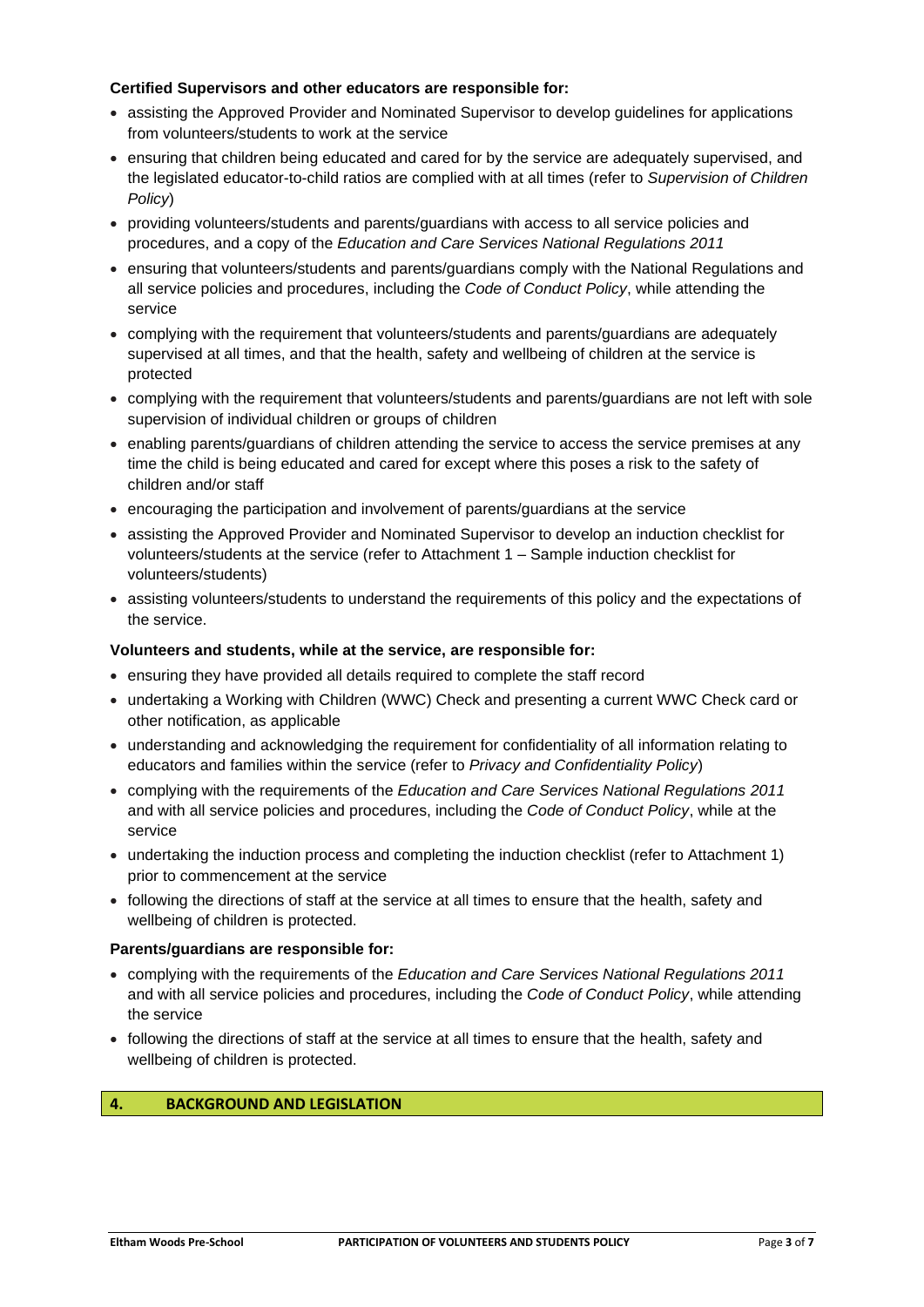**Certified Supervisors and other educators are responsible for:**

- assisting the Approved Provider and Nominated Supervisor to develop guidelines for applications from volunteers/students to work at the service
- ensuring that children being educated and cared for by the service are adequately supervised, and the legislated educator-to-child ratios are complied with at all times (refer to *Supervision of Children Policy*)
- providing volunteers/students and parents/guardians with access to all service policies and procedures, and a copy of the *Education and Care Services National Regulations 2011*
- ensuring that volunteers/students and parents/guardians comply with the National Regulations and all service policies and procedures, including the *Code of Conduct Policy*, while attending the service
- complying with the requirement that volunteers/students and parents/guardians are adequately supervised at all times, and that the health, safety and wellbeing of children at the service is protected
- complying with the requirement that volunteers/students and parents/guardians are not left with sole supervision of individual children or groups of children
- enabling parents/guardians of children attending the service to access the service premises at any time the child is being educated and cared for except where this poses a risk to the safety of children and/or staff
- encouraging the participation and involvement of parents/guardians at the service
- assisting the Approved Provider and Nominated Supervisor to develop an induction checklist for volunteers/students at the service (refer to Attachment 1 – Sample induction checklist for volunteers/students)
- assisting volunteers/students to understand the requirements of this policy and the expectations of the service.

**Volunteers and students, while at the service, are responsible for:**

- ensuring they have provided all details required to complete the staff record
- undertaking a Working with Children (WWC) Check and presenting a current WWC Check card or other notification, as applicable
- understanding and acknowledging the requirement for confidentiality of all information relating to educators and families within the service (refer to *Privacy and Confidentiality Policy*)
- complying with the requirements of the *Education and Care Services National Regulations 2011* and with all service policies and procedures, including the *Code of Conduct Policy*, while at the service
- undertaking the induction process and completing the induction checklist (refer to Attachment 1) prior to commencement at the service
- following the directions of staff at the service at all times to ensure that the health, safety and wellbeing of children is protected.

**Parents/guardians are responsible for:**

- complying with the requirements of the *Education and Care Services National Regulations 2011* and with all service policies and procedures, including the *Code of Conduct Policy*, while attending the service
- following the directions of staff at the service at all times to ensure that the health, safety and wellbeing of children is protected.

## 4. BACKGROUND AND LEGISLATION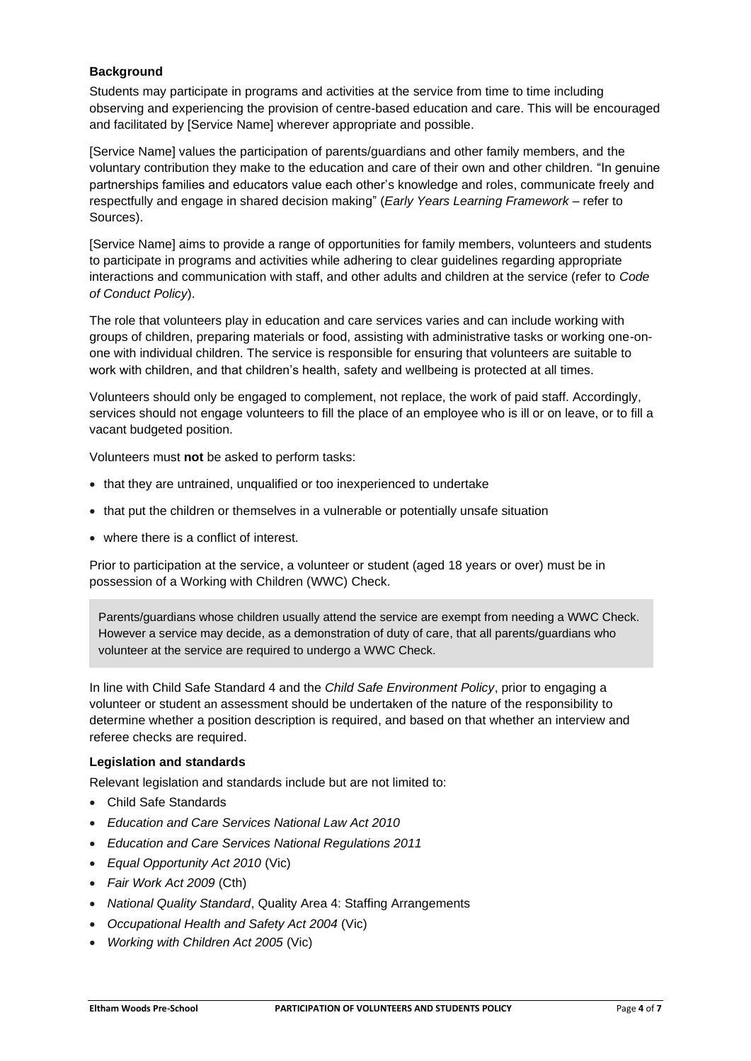**Background**

Students may participate in programs and activities at the service from time to time including observing and experiencing the provision of centre-based education and care. This will be encouraged and facilitated by [Service Name] wherever appropriate and possible.

[Service Name] values the participation of parents/guardians and other family members, and the voluntary contribution they make to the education and care of their own and other children. "In genuine partnerships families and educators value each other's knowledge and roles, communicate freely and respectfully and engage in shared decision making" (*Early Years Learning Framework* – refer to Sources).

[Service Name] aims to provide a range of opportunities for family members, volunteers and students to participate in programs and activities while adhering to clear guidelines regarding appropriate interactions and communication with staff, and other adults and children at the service (refer to *Code of Conduct Policy*).

The role that volunteers play in education and care services varies and can include working with groups of children, preparing materials or food, assisting with administrative tasks or working one-on-one with individual children. The service is responsible for ensuring that volunteers are suitable to work with children, and that children's health, safety and wellbeing is protected at all times.

Volunteers should only be engaged to complement, not replace, the work of paid staff. Accordingly, services should not engage volunteers to fill the place of an employee who is ill or on leave, or to fill a vacant budgeted position.

Volunteers must **not** be asked to perform tasks:

- that they are untrained, unqualified or too inexperienced to undertake
- that put the children or themselves in a vulnerable or potentially unsafe situation
- where there is a conflict of interest.

Prior to participation at the service, a volunteer or student (aged 18 years or over) must be in possession of a Working with Children (WWC) Check.

> Parents/guardians whose children usually attend the service are exempt from needing a WWC Check. However a service may decide, as a demonstration of duty of care, that all parents/guardians who volunteer at the service are required to undergo a WWC Check.

In line with Child Safe Standard 4 and the *Child Safe Environment Policy*, prior to engaging a volunteer or student an assessment should be undertaken of the nature of the responsibility to determine whether a position description is required, and based on that whether an interview and referee checks are required.

**Legislation and standards**

Relevant legislation and standards include but are not limited to:

- Child Safe Standards
- *Education and Care Services National Law Act 2010*
- *Education and Care Services National Regulations 2011*
- *Equal Opportunity Act 2010* (Vic)
- *Fair Work Act 2009* (Cth)
- *National Quality Standard*, Quality Area 4: Staffing Arrangements
- *Occupational Health and Safety Act 2004* (Vic)
- *Working with Children Act 2005* (Vic)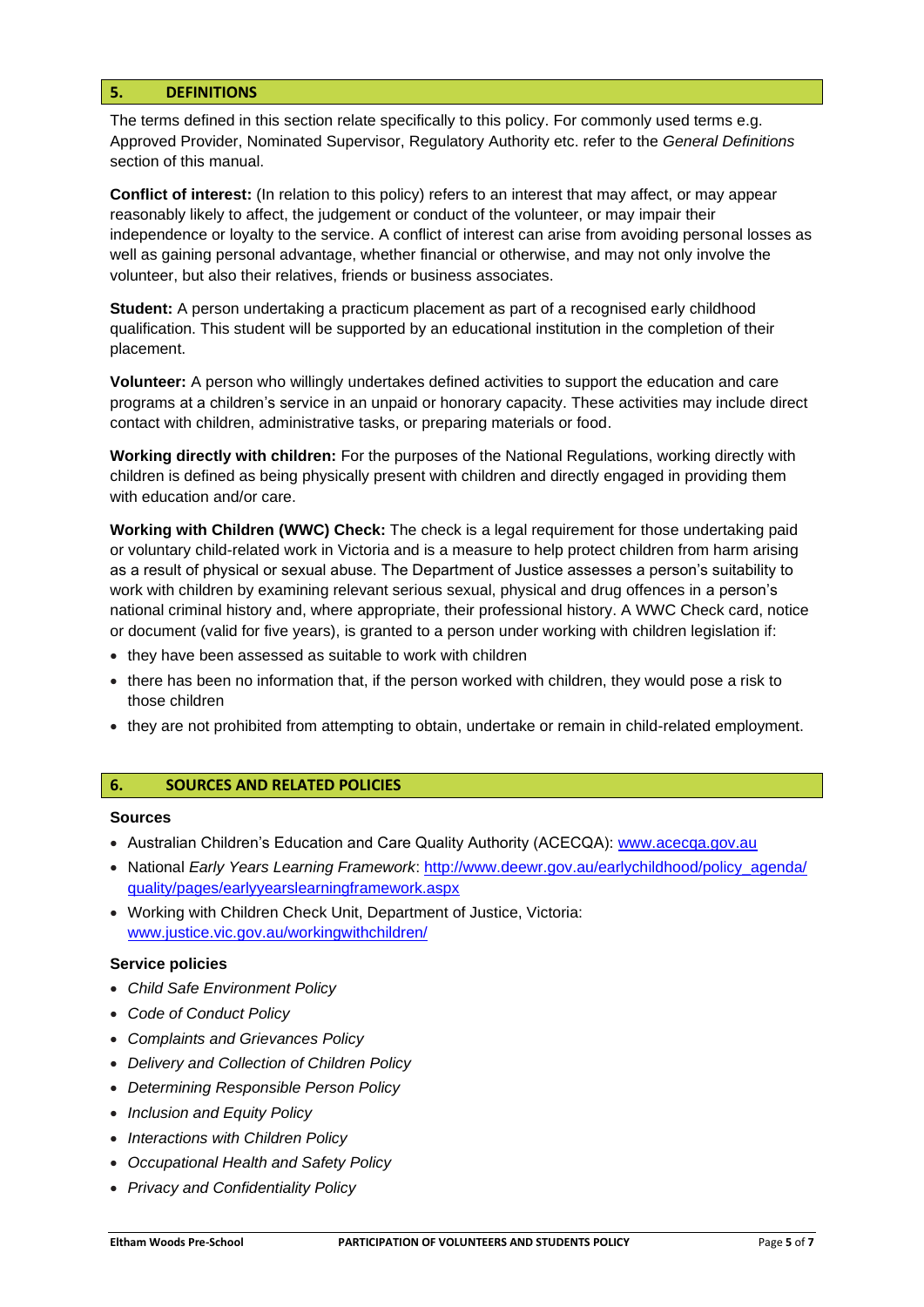## 5. DEFINITIONS

The terms defined in this section relate specifically to this policy. For commonly used terms e.g. Approved Provider, Nominated Supervisor, Regulatory Authority etc. refer to the *General Definitions* section of this manual.

**Conflict of interest:** (In relation to this policy) refers to an interest that may affect, or may appear reasonably likely to affect, the judgement or conduct of the volunteer, or may impair their independence or loyalty to the service. A conflict of interest can arise from avoiding personal losses as well as gaining personal advantage, whether financial or otherwise, and may not only involve the volunteer, but also their relatives, friends or business associates.

**Student:** A person undertaking a practicum placement as part of a recognised early childhood qualification. This student will be supported by an educational institution in the completion of their placement.

**Volunteer:** A person who willingly undertakes defined activities to support the education and care programs at a children's service in an unpaid or honorary capacity. These activities may include direct contact with children, administrative tasks, or preparing materials or food.

**Working directly with children:** For the purposes of the National Regulations, working directly with children is defined as being physically present with children and directly engaged in providing them with education and/or care.

**Working with Children (WWC) Check:** The check is a legal requirement for those undertaking paid or voluntary child-related work in Victoria and is a measure to help protect children from harm arising as a result of physical or sexual abuse. The Department of Justice assesses a person's suitability to work with children by examining relevant serious sexual, physical and drug offences in a person's national criminal history and, where appropriate, their professional history. A WWC Check card, notice or document (valid for five years), is granted to a person under working with children legislation if:

- they have been assessed as suitable to work with children
- there has been no information that, if the person worked with children, they would pose a risk to those children
- they are not prohibited from attempting to obtain, undertake or remain in child-related employment.

## 6. SOURCES AND RELATED POLICIES

### Sources

- Australian Children's Education and Care Quality Authority (ACECQA): www.acecqa.gov.au
- National *Early Years Learning Framework*: http://www.deewr.gov.au/earlychildhood/policy_agenda/quality/pages/earlyyearslearningframework.aspx
- Working with Children Check Unit, Department of Justice, Victoria: www.justice.vic.gov.au/workingwithchildren/

### Service policies

- *Child Safe Environment Policy*
- *Code of Conduct Policy*
- *Complaints and Grievances Policy*
- *Delivery and Collection of Children Policy*
- *Determining Responsible Person Policy*
- *Inclusion and Equity Policy*
- *Interactions with Children Policy*
- *Occupational Health and Safety Policy*
- *Privacy and Confidentiality Policy*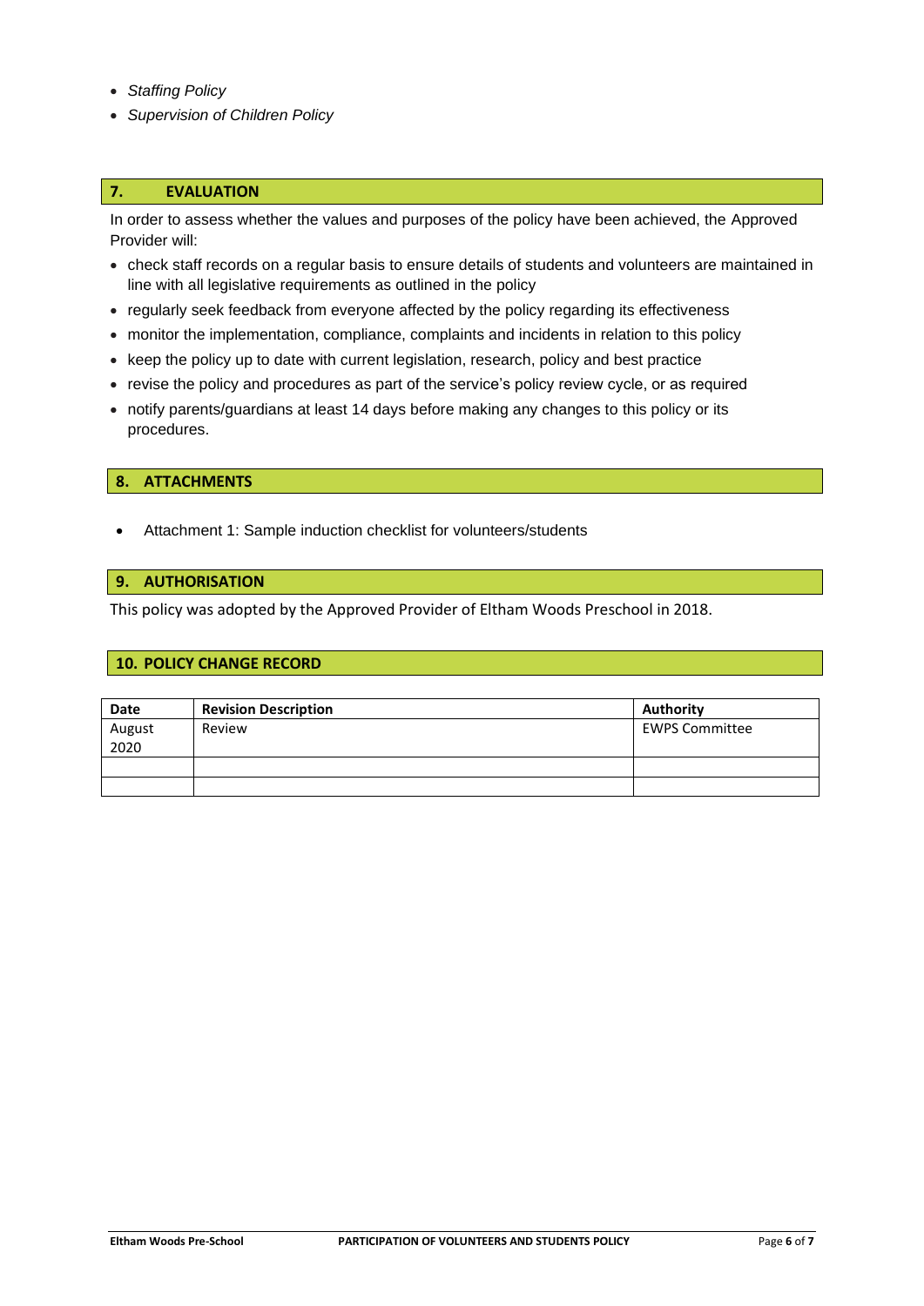- *Staffing Policy*
- *Supervision of Children Policy*

## 7. EVALUATION

In order to assess whether the values and purposes of the policy have been achieved, the Approved Provider will:

- check staff records on a regular basis to ensure details of students and volunteers are maintained in line with all legislative requirements as outlined in the policy
- regularly seek feedback from everyone affected by the policy regarding its effectiveness
- monitor the implementation, compliance, complaints and incidents in relation to this policy
- keep the policy up to date with current legislation, research, policy and best practice
- revise the policy and procedures as part of the service's policy review cycle, or as required
- notify parents/guardians at least 14 days before making any changes to this policy or its procedures.

## 8. ATTACHMENTS

- Attachment 1: Sample induction checklist for volunteers/students

## 9. AUTHORISATION

This policy was adopted by the Approved Provider of Eltham Woods Preschool in 2018.

## 10. POLICY CHANGE RECORD

| Date | Revision Description | Authority |
|---|---|---|
| August 2020 | Review | EWPS Committee |
| | | |
| | | |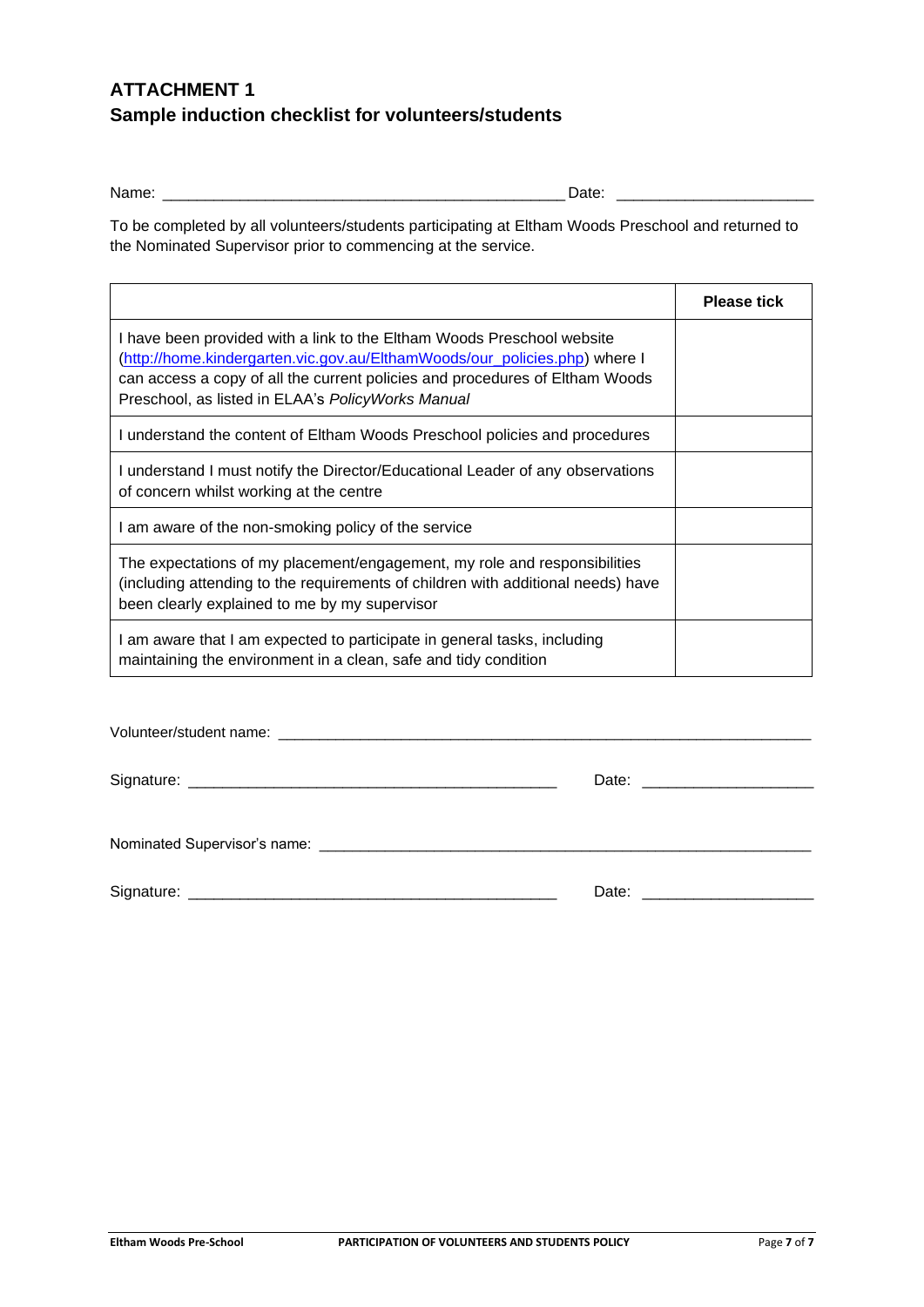## ATTACHMENT 1
## Sample induction checklist for volunteers/students

Name: _______________________________________________ Date: ______________________

To be completed by all volunteers/students participating at Eltham Woods Preschool and returned to the Nominated Supervisor prior to commencing at the service.

| | Please tick |
|---|---|
| I have been provided with a link to the Eltham Woods Preschool website ([http://home.kindergarten.vic.gov.au/ElthamWoods/our_policies.php](http://home.kindergarten.vic.gov.au/ElthamWoods/our_policies.php)) where I can access a copy of all the current policies and procedures of Eltham Woods Preschool, as listed in ELAA's *PolicyWorks Manual* | |
| I understand the content of Eltham Woods Preschool policies and procedures | |
| I understand I must notify the Director/Educational Leader of any observations of concern whilst working at the centre | |
| I am aware of the non-smoking policy of the service | |
| The expectations of my placement/engagement, my role and responsibilities (including attending to the requirements of children with additional needs) have been clearly explained to me by my supervisor | |
| I am aware that I am expected to participate in general tasks, including maintaining the environment in a clean, safe and tidy condition | |

Volunteer/student name: _______________________________________________________________

Signature: ____________________________________________ Date: ____________________

Nominated Supervisor's name: ___________________________________________________________

Signature: ____________________________________________ Date: ____________________